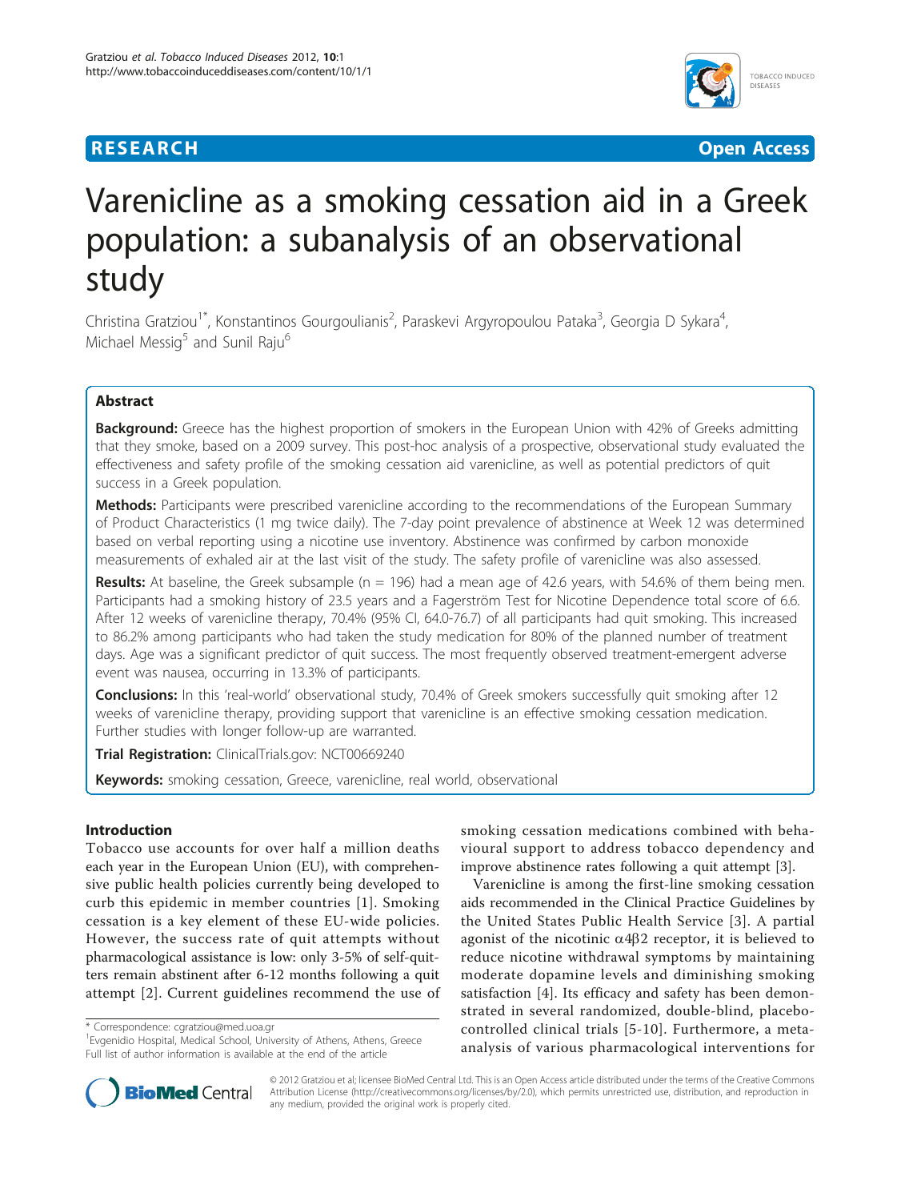**RESEARCH** **Open Access**

# Varenicline as a smoking cessation aid in a Greek population: a subanalysis of an observational study

Christina Gratziou[1*], Konstantinos Gourgoulianis[2], Paraskevi Argyropoulou Pataka[3], Georgia D Sykara[4], Michael Messig[5] and Sunil Raju[6]

## Abstract

**Background:** Greece has the highest proportion of smokers in the European Union with 42% of Greeks admitting that they smoke, based on a 2009 survey. This post-hoc analysis of a prospective, observational study evaluated the effectiveness and safety profile of the smoking cessation aid varenicline, as well as potential predictors of quit success in a Greek population.

**Methods:** Participants were prescribed varenicline according to the recommendations of the European Summary of Product Characteristics (1 mg twice daily). The 7-day point prevalence of abstinence at Week 12 was determined based on verbal reporting using a nicotine use inventory. Abstinence was confirmed by carbon monoxide measurements of exhaled air at the last visit of the study. The safety profile of varenicline was also assessed.

**Results:** At baseline, the Greek subsample (n = 196) had a mean age of 42.6 years, with 54.6% of them being men. Participants had a smoking history of 23.5 years and a Fagerström Test for Nicotine Dependence total score of 6.6. After 12 weeks of varenicline therapy, 70.4% (95% CI, 64.0-76.7) of all participants had quit smoking. This increased to 86.2% among participants who had taken the study medication for 80% of the planned number of treatment days. Age was a significant predictor of quit success. The most frequently observed treatment-emergent adverse event was nausea, occurring in 13.3% of participants.

**Conclusions:** In this 'real-world' observational study, 70.4% of Greek smokers successfully quit smoking after 12 weeks of varenicline therapy, providing support that varenicline is an effective smoking cessation medication. Further studies with longer follow-up are warranted.

**Trial Registration:** ClinicalTrials.gov: NCT00669240

**Keywords:** smoking cessation, Greece, varenicline, real world, observational

## Introduction

Tobacco use accounts for over half a million deaths each year in the European Union (EU), with comprehensive public health policies currently being developed to curb this epidemic in member countries [1]. Smoking cessation is a key element of these EU-wide policies. However, the success rate of quit attempts without pharmacological assistance is low: only 3-5% of self-quitters remain abstinent after 6-12 months following a quit attempt [2]. Current guidelines recommend the use of smoking cessation medications combined with behavioural support to address tobacco dependency and improve abstinence rates following a quit attempt [3].

Varenicline is among the first-line smoking cessation aids recommended in the Clinical Practice Guidelines by the United States Public Health Service [3]. A partial agonist of the nicotinic $\alpha4\beta2$ receptor, it is believed to reduce nicotine withdrawal symptoms by maintaining moderate dopamine levels and diminishing smoking satisfaction [4]. Its efficacy and safety has been demonstrated in several randomized, double-blind, placebo-controlled clinical trials [5-10]. Furthermore, a meta-analysis of various pharmacological interventions for

\* Correspondence: cgratziou@med.uoa.gr
[1]Evgenidio Hospital, Medical School, University of Athens, Athens, Greece
Full list of author information is available at the end of the article

© 2012 Gratziou et al; licensee BioMed Central Ltd. This is an Open Access article distributed under the terms of the Creative Commons Attribution License (http://creativecommons.org/licenses/by/2.0), which permits unrestricted use, distribution, and reproduction in any medium, provided the original work is properly cited.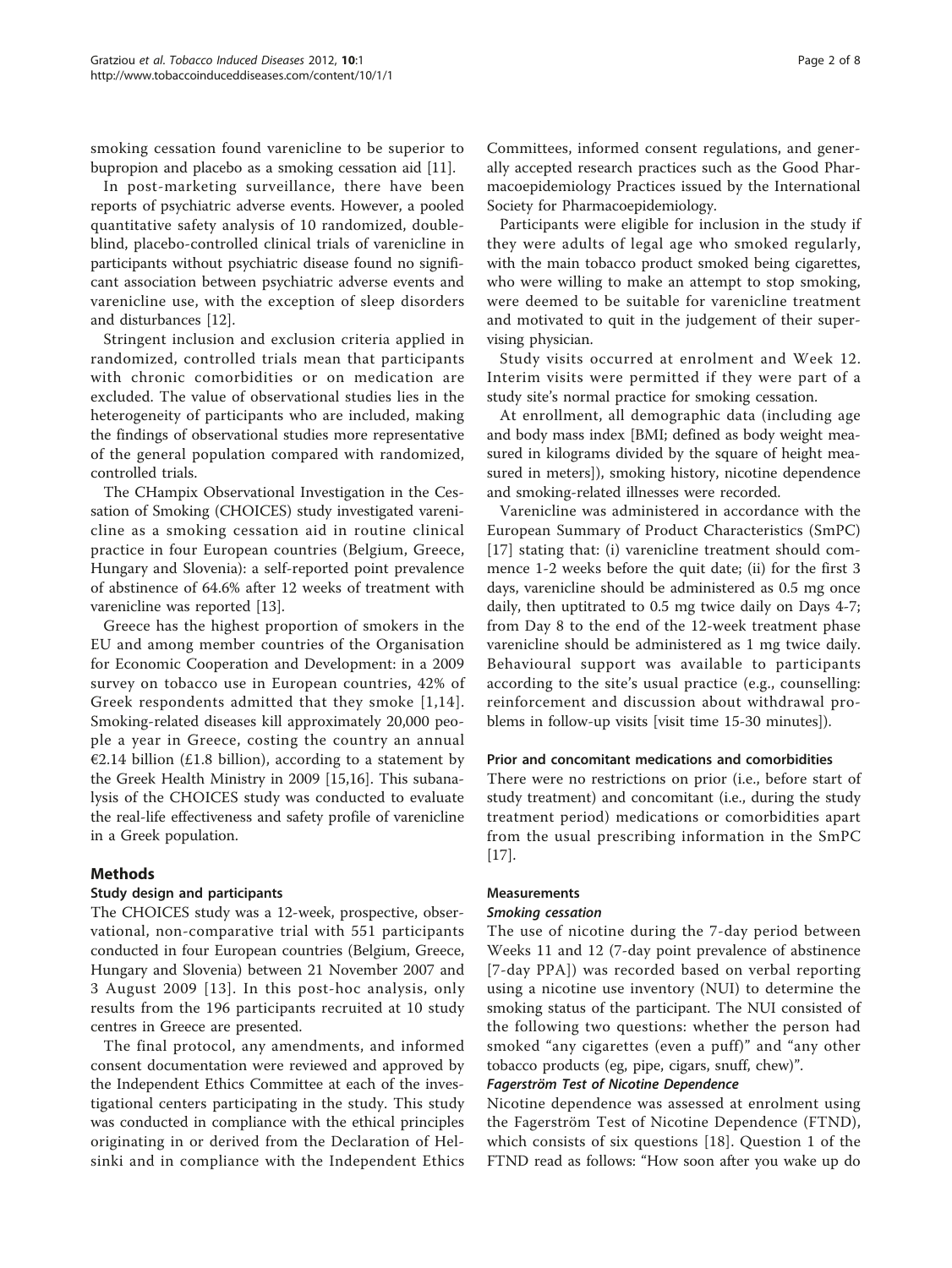smoking cessation found varenicline to be superior to bupropion and placebo as a smoking cessation aid [11].

In post-marketing surveillance, there have been reports of psychiatric adverse events. However, a pooled quantitative safety analysis of 10 randomized, double-blind, placebo-controlled clinical trials of varenicline in participants without psychiatric disease found no significant association between psychiatric adverse events and varenicline use, with the exception of sleep disorders and disturbances [12].

Stringent inclusion and exclusion criteria applied in randomized, controlled trials mean that participants with chronic comorbidities or on medication are excluded. The value of observational studies lies in the heterogeneity of participants who are included, making the findings of observational studies more representative of the general population compared with randomized, controlled trials.

The CHampix Observational Investigation in the Cessation of Smoking (CHOICES) study investigated varenicline as a smoking cessation aid in routine clinical practice in four European countries (Belgium, Greece, Hungary and Slovenia): a self-reported point prevalence of abstinence of 64.6% after 12 weeks of treatment with varenicline was reported [13].

Greece has the highest proportion of smokers in the EU and among member countries of the Organisation for Economic Cooperation and Development: in a 2009 survey on tobacco use in European countries, 42% of Greek respondents admitted that they smoke [1,14]. Smoking-related diseases kill approximately 20,000 people a year in Greece, costing the country an annual €2.14 billion (£1.8 billion), according to a statement by the Greek Health Ministry in 2009 [15,16]. This subanalysis of the CHOICES study was conducted to evaluate the real-life effectiveness and safety profile of varenicline in a Greek population.

## Methods

### Study design and participants

The CHOICES study was a 12-week, prospective, observational, non-comparative trial with 551 participants conducted in four European countries (Belgium, Greece, Hungary and Slovenia) between 21 November 2007 and 3 August 2009 [13]. In this post-hoc analysis, only results from the 196 participants recruited at 10 study centres in Greece are presented.

The final protocol, any amendments, and informed consent documentation were reviewed and approved by the Independent Ethics Committee at each of the investigational centers participating in the study. This study was conducted in compliance with the ethical principles originating in or derived from the Declaration of Helsinki and in compliance with the Independent Ethics Committees, informed consent regulations, and generally accepted research practices such as the Good Pharmacoepidemiology Practices issued by the International Society for Pharmacoepidemiology.

Participants were eligible for inclusion in the study if they were adults of legal age who smoked regularly, with the main tobacco product smoked being cigarettes, who were willing to make an attempt to stop smoking, were deemed to be suitable for varenicline treatment and motivated to quit in the judgement of their supervising physician.

Study visits occurred at enrolment and Week 12. Interim visits were permitted if they were part of a study site's normal practice for smoking cessation.

At enrollment, all demographic data (including age and body mass index [BMI; defined as body weight measured in kilograms divided by the square of height measured in meters]), smoking history, nicotine dependence and smoking-related illnesses were recorded.

Varenicline was administered in accordance with the European Summary of Product Characteristics (SmPC) [17] stating that: (i) varenicline treatment should commence 1-2 weeks before the quit date; (ii) for the first 3 days, varenicline should be administered as 0.5 mg once daily, then uptitrated to 0.5 mg twice daily on Days 4-7; from Day 8 to the end of the 12-week treatment phase varenicline should be administered as 1 mg twice daily. Behavioural support was available to participants according to the site's usual practice (e.g., counselling: reinforcement and discussion about withdrawal problems in follow-up visits [visit time 15-30 minutes]).

### Prior and concomitant medications and comorbidities

There were no restrictions on prior (i.e., before start of study treatment) and concomitant (i.e., during the study treatment period) medications or comorbidities apart from the usual prescribing information in the SmPC [17].

### Measurements

#### *Smoking cessation*

The use of nicotine during the 7-day period between Weeks 11 and 12 (7-day point prevalence of abstinence [7-day PPA]) was recorded based on verbal reporting using a nicotine use inventory (NUI) to determine the smoking status of the participant. The NUI consisted of the following two questions: whether the person had smoked "any cigarettes (even a puff)" and "any other tobacco products (eg, pipe, cigars, snuff, chew)".

#### *Fagerström Test of Nicotine Dependence*

Nicotine dependence was assessed at enrolment using the Fagerström Test of Nicotine Dependence (FTND), which consists of six questions [18]. Question 1 of the FTND read as follows: "How soon after you wake up do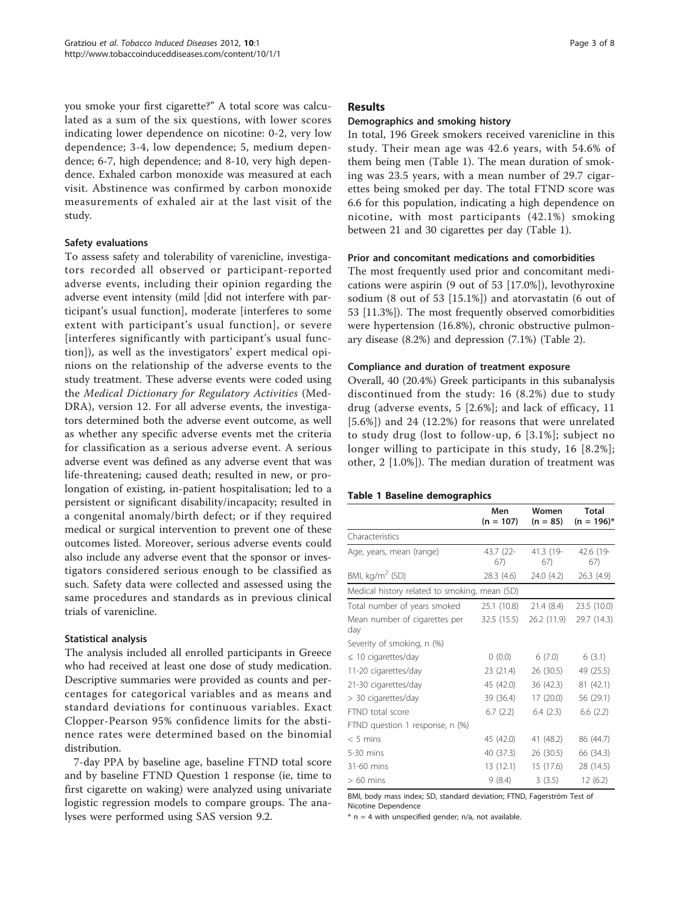you smoke your first cigarette?" A total score was calculated as a sum of the six questions, with lower scores indicating lower dependence on nicotine: 0-2, very low dependence; 3-4, low dependence; 5, medium dependence; 6-7, high dependence; and 8-10, very high dependence. Exhaled carbon monoxide was measured at each visit. Abstinence was confirmed by carbon monoxide measurements of exhaled air at the last visit of the study.

### Safety evaluations

To assess safety and tolerability of varenicline, investigators recorded all observed or participant-reported adverse events, including their opinion regarding the adverse event intensity (mild [did not interfere with participant's usual function], moderate [interferes to some extent with participant's usual function], or severe [interferes significantly with participant's usual function]), as well as the investigators' expert medical opinions on the relationship of the adverse events to the study treatment. These adverse events were coded using the *Medical Dictionary for Regulatory Activities* (MedDRA), version 12. For all adverse events, the investigators determined both the adverse event outcome, as well as whether any specific adverse events met the criteria for classification as a serious adverse event. A serious adverse event was defined as any adverse event that was life-threatening; caused death; resulted in new, or prolongation of existing, in-patient hospitalisation; led to a persistent or significant disability/incapacity; resulted in a congenital anomaly/birth defect; or if they required medical or surgical intervention to prevent one of these outcomes listed. Moreover, serious adverse events could also include any adverse event that the sponsor or investigators considered serious enough to be classified as such. Safety data were collected and assessed using the same procedures and standards as in previous clinical trials of varenicline.

### Statistical analysis

The analysis included all enrolled participants in Greece who had received at least one dose of study medication. Descriptive summaries were provided as counts and percentages for categorical variables and as means and standard deviations for continuous variables. Exact Clopper-Pearson 95% confidence limits for the abstinence rates were determined based on the binomial distribution.

7-day PPA by baseline age, baseline FTND total score and by baseline FTND Question 1 response (ie, time to first cigarette on waking) were analyzed using univariate logistic regression models to compare groups. The analyses were performed using SAS version 9.2.

## Results

### Demographics and smoking history

In total, 196 Greek smokers received varenicline in this study. Their mean age was 42.6 years, with 54.6% of them being men (Table 1). The mean duration of smoking was 23.5 years, with a mean number of 29.7 cigarettes being smoked per day. The total FTND score was 6.6 for this population, indicating a high dependence on nicotine, with most participants (42.1%) smoking between 21 and 30 cigarettes per day (Table 1).

### Prior and concomitant medications and comorbidities

The most frequently used prior and concomitant medications were aspirin (9 out of 53 [17.0%]), levothyroxine sodium (8 out of 53 [15.1%]) and atorvastatin (6 out of 53 [11.3%]). The most frequently observed comorbidities were hypertension (16.8%), chronic obstructive pulmonary disease (8.2%) and depression (7.1%) (Table 2).

### Compliance and duration of treatment exposure

Overall, 40 (20.4%) Greek participants in this subanalysis discontinued from the study: 16 (8.2%) due to study drug (adverse events, 5 [2.6%]; and lack of efficacy, 11 [5.6%]) and 24 (12.2%) for reasons that were unrelated to study drug (lost to follow-up, 6 [3.1%]; subject no longer willing to participate in this study, 16 [8.2%]; other, 2 [1.0%]). The median duration of treatment was

**Table 1 Baseline demographics**

| | Men (n = 107) | Women (n = 85) | Total (n = 196)* |
|---|---|---|---|
| Characteristics | | | |
| Age, years, mean (range) | 43.7 (22-67) | 41.3 (19-67) | 42.6 (19-67) |
| BMI, kg/m$^2$ (SD) | 28.3 (4.6) | 24.0 (4.2) | 26.3 (4.9) |
| Medical history related to smoking, mean (SD) | | | |
| Total number of years smoked | 25.1 (10.8) | 21.4 (8.4) | 23.5 (10.0) |
| Mean number of cigarettes per day | 32.5 (15.5) | 26.2 (11.9) | 29.7 (14.3) |
| Severity of smoking, n (%) | | | |
| ≤ 10 cigarettes/day | 0 (0.0) | 6 (7.0) | 6 (3.1) |
| 11-20 cigarettes/day | 23 (21.4) | 26 (30.5) | 49 (25.5) |
| 21-30 cigarettes/day | 45 (42.0) | 36 (42.3) | 81 (42.1) |
| > 30 cigarettes/day | 39 (36.4) | 17 (20.0) | 56 (29.1) |
| FTND total score | 6.7 (2.2) | 6.4 (2.3) | 6.6 (2.2) |
| FTND question 1 response, n (%) | | | |
| < 5 mins | 45 (42.0) | 41 (48.2) | 86 (44.7) |
| 5-30 mins | 40 (37.3) | 26 (30.5) | 66 (34.3) |
| 31-60 mins | 13 (12.1) | 15 (17.6) | 28 (14.5) |
| > 60 mins | 9 (8.4) | 3 (3.5) | 12 (6.2) |

BMI, body mass index; SD, standard deviation; FTND, Fagerström Test of Nicotine Dependence

* n = 4 with unspecified gender; n/a, not available.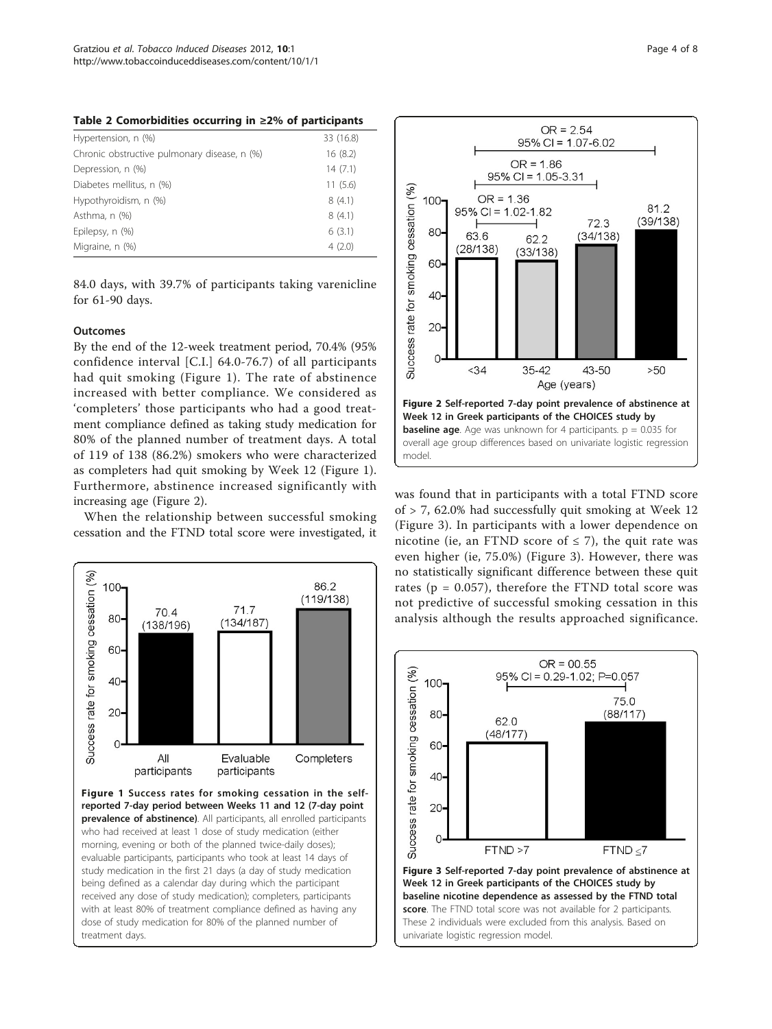**Table 2 Comorbidities occurring in ≥2% of participants**

| | |
|---|---|
| Hypertension, n (%) | 33 (16.8) |
| Chronic obstructive pulmonary disease, n (%) | 16 (8.2) |
| Depression, n (%) | 14 (7.1) |
| Diabetes mellitus, n (%) | 11 (5.6) |
| Hypothyroidism, n (%) | 8 (4.1) |
| Asthma, n (%) | 8 (4.1) |
| Epilepsy, n (%) | 6 (3.1) |
| Migraine, n (%) | 4 (2.0) |

84.0 days, with 39.7% of participants taking varenicline for 61-90 days.

### Outcomes

By the end of the 12-week treatment period, 70.4% (95% confidence interval [C.I.] 64.0-76.7) of all participants had quit smoking (Figure 1). The rate of abstinence increased with better compliance. We considered as 'completers' those participants who had a good treatment compliance defined as taking study medication for 80% of the planned number of treatment days. A total of 119 of 138 (86.2%) smokers who were characterized as completers had quit smoking by Week 12 (Figure 1). Furthermore, abstinence increased significantly with increasing age (Figure 2).

When the relationship between successful smoking cessation and the FTND total score were investigated, it was found that in participants with a total FTND score of > 7, 62.0% had successfully quit smoking at Week 12 (Figure 3). In participants with a lower dependence on nicotine (ie, an FTND score of ≤ 7), the quit rate was even higher (ie, 75.0%) (Figure 3). However, there was no statistically significant difference between these quit rates (p = 0.057), therefore the FTND total score was not predictive of successful smoking cessation in this analysis although the results approached significance.

**Figure 1 Success rates for smoking cessation in the self-reported 7-day period between Weeks 11 and 12 (7-day point prevalence of abstinence)**. All participants, all enrolled participants who had received at least 1 dose of study medication (either morning, evening or both of the planned twice-daily doses); evaluable participants, participants who took at least 14 days of study medication in the first 21 days (a day of study medication being defined as a calendar day during which the participant received any dose of study medication); completers, participants with at least 80% of treatment compliance defined as having any dose of study medication for 80% of the planned number of treatment days.

**Figure 2 Self-reported 7-day point prevalence of abstinence at Week 12 in Greek participants of the CHOICES study by baseline age**. Age was unknown for 4 participants. p = 0.035 for overall age group differences based on univariate logistic regression model.

**Figure 3 Self-reported 7-day point prevalence of abstinence at Week 12 in Greek participants of the CHOICES study by baseline nicotine dependence as assessed by the FTND total score**. The FTND total score was not available for 2 participants. These 2 individuals were excluded from this analysis. Based on univariate logistic regression model.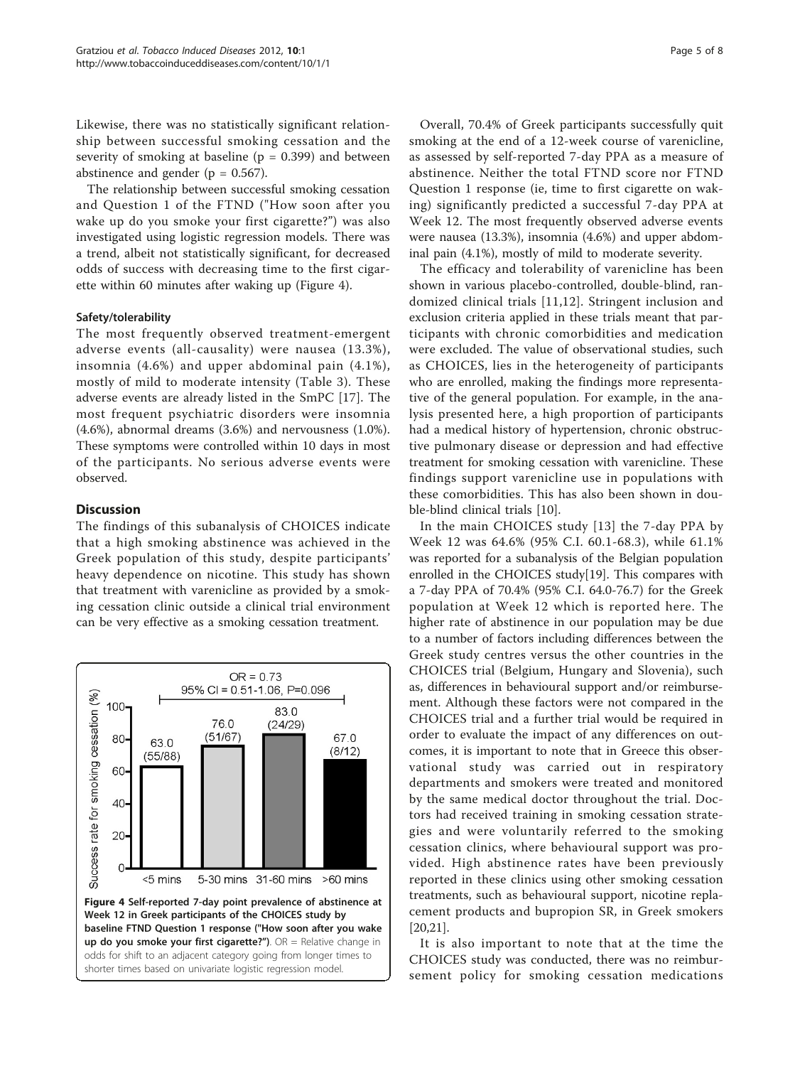Likewise, there was no statistically significant relationship between successful smoking cessation and the severity of smoking at baseline ($p = 0.399$) and between abstinence and gender ($p = 0.567$).

The relationship between successful smoking cessation and Question 1 of the FTND ("How soon after you wake up do you smoke your first cigarette?") was also investigated using logistic regression models. There was a trend, albeit not statistically significant, for decreased odds of success with decreasing time to the first cigarette within 60 minutes after waking up (Figure 4).

### Safety/tolerability

The most frequently observed treatment-emergent adverse events (all-causality) were nausea (13.3%), insomnia (4.6%) and upper abdominal pain (4.1%), mostly of mild to moderate intensity (Table 3). These adverse events are already listed in the SmPC [17]. The most frequent psychiatric disorders were insomnia (4.6%), abnormal dreams (3.6%) and nervousness (1.0%). These symptoms were controlled within 10 days in most of the participants. No serious adverse events were observed.

## Discussion

The findings of this subanalysis of CHOICES indicate that a high smoking abstinence was achieved in the Greek population of this study, despite participants' heavy dependence on nicotine. This study has shown that treatment with varenicline as provided by a smoking cessation clinic outside a clinical trial environment can be very effective as a smoking cessation treatment.

**Figure 4 Self-reported 7-day point prevalence of abstinence at Week 12 in Greek participants of the CHOICES study by baseline FTND Question 1 response ("How soon after you wake up do you smoke your first cigarette?")**. OR = Relative change in odds for shift to an adjacent category going from longer times to shorter times based on univariate logistic regression model.

Overall, 70.4% of Greek participants successfully quit smoking at the end of a 12-week course of varenicline, as assessed by self-reported 7-day PPA as a measure of abstinence. Neither the total FTND score nor FTND Question 1 response (ie, time to first cigarette on waking) significantly predicted a successful 7-day PPA at Week 12. The most frequently observed adverse events were nausea (13.3%), insomnia (4.6%) and upper abdominal pain (4.1%), mostly of mild to moderate severity.

The efficacy and tolerability of varenicline has been shown in various placebo-controlled, double-blind, randomized clinical trials [11,12]. Stringent inclusion and exclusion criteria applied in these trials meant that participants with chronic comorbidities and medication were excluded. The value of observational studies, such as CHOICES, lies in the heterogeneity of participants who are enrolled, making the findings more representative of the general population. For example, in the analysis presented here, a high proportion of participants had a medical history of hypertension, chronic obstructive pulmonary disease or depression and had effective treatment for smoking cessation with varenicline. These findings support varenicline use in populations with these comorbidities. This has also been shown in double-blind clinical trials [10].

In the main CHOICES study [13] the 7-day PPA by Week 12 was 64.6% (95% C.I. 60.1-68.3), while 61.1% was reported for a subanalysis of the Belgian population enrolled in the CHOICES study[19]. This compares with a 7-day PPA of 70.4% (95% C.I. 64.0-76.7) for the Greek population at Week 12 which is reported here. The higher rate of abstinence in our population may be due to a number of factors including differences between the Greek study centres versus the other countries in the CHOICES trial (Belgium, Hungary and Slovenia), such as, differences in behavioural support and/or reimbursement. Although these factors were not compared in the CHOICES trial and a further trial would be required in order to evaluate the impact of any differences on outcomes, it is important to note that in Greece this observational study was carried out in respiratory departments and smokers were treated and monitored by the same medical doctor throughout the trial. Doctors had received training in smoking cessation strategies and were voluntarily referred to the smoking cessation clinics, where behavioural support was provided. High abstinence rates have been previously reported in these clinics using other smoking cessation treatments, such as behavioural support, nicotine replacement products and bupropion SR, in Greek smokers [20,21].

It is also important to note that at the time the CHOICES study was conducted, there was no reimbursement policy for smoking cessation medications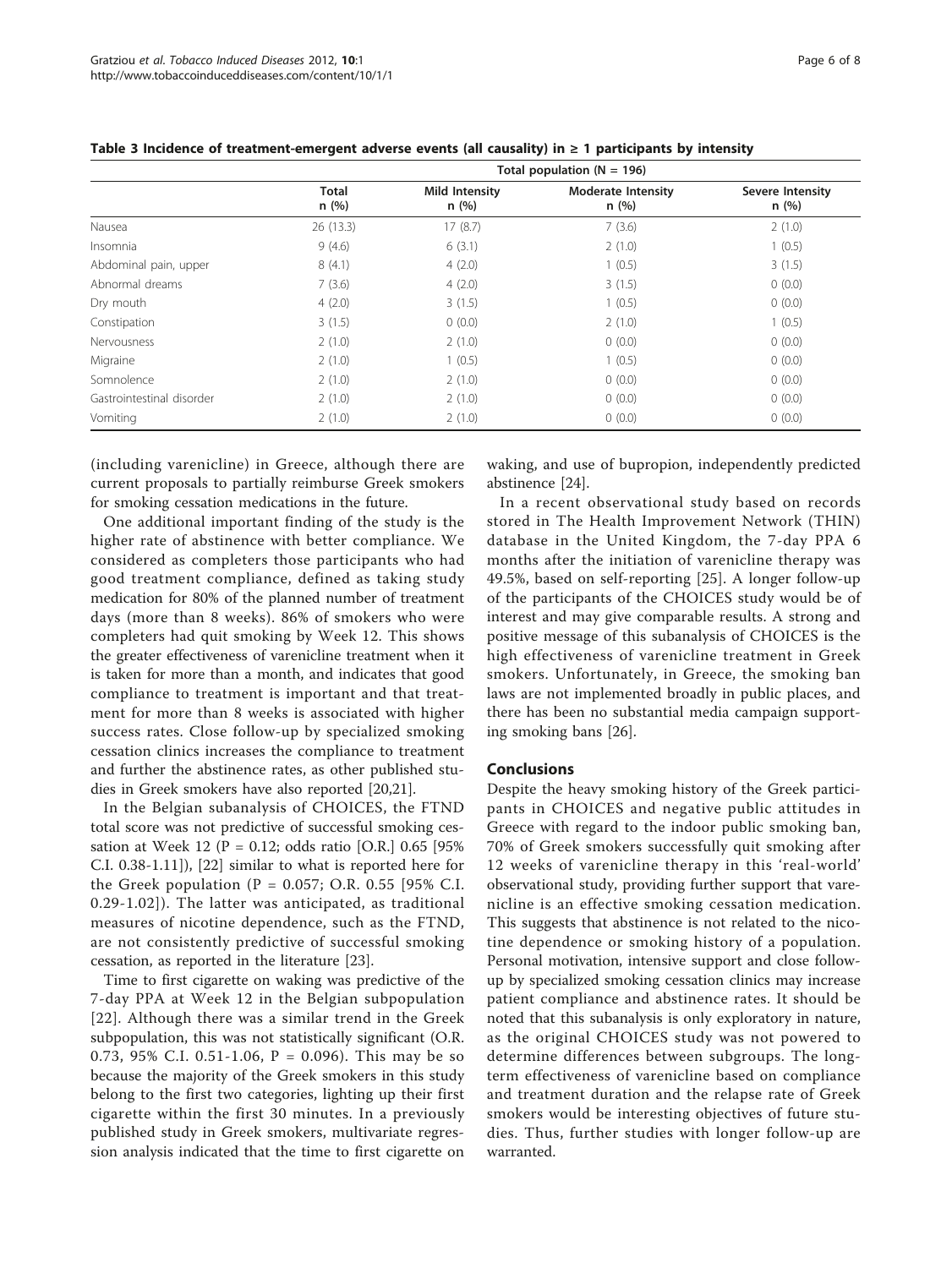**Table 3 Incidence of treatment-emergent adverse events (all causality) in ≥ 1 participants by intensity**

| | Total population (N = 196) | | | |
|---|---|---|---|---|
| | Total n (%) | Mild Intensity n (%) | Moderate Intensity n (%) | Severe Intensity n (%) |
| Nausea | 26 (13.3) | 17 (8.7) | 7 (3.6) | 2 (1.0) |
| Insomnia | 9 (4.6) | 6 (3.1) | 2 (1.0) | 1 (0.5) |
| Abdominal pain, upper | 8 (4.1) | 4 (2.0) | 1 (0.5) | 3 (1.5) |
| Abnormal dreams | 7 (3.6) | 4 (2.0) | 3 (1.5) | 0 (0.0) |
| Dry mouth | 4 (2.0) | 3 (1.5) | 1 (0.5) | 0 (0.0) |
| Constipation | 3 (1.5) | 0 (0.0) | 2 (1.0) | 1 (0.5) |
| Nervousness | 2 (1.0) | 2 (1.0) | 0 (0.0) | 0 (0.0) |
| Migraine | 2 (1.0) | 1 (0.5) | 1 (0.5) | 0 (0.0) |
| Somnolence | 2 (1.0) | 2 (1.0) | 0 (0.0) | 0 (0.0) |
| Gastrointestinal disorder | 2 (1.0) | 2 (1.0) | 0 (0.0) | 0 (0.0) |
| Vomiting | 2 (1.0) | 2 (1.0) | 0 (0.0) | 0 (0.0) |

(including varenicline) in Greece, although there are current proposals to partially reimburse Greek smokers for smoking cessation medications in the future.

One additional important finding of the study is the higher rate of abstinence with better compliance. We considered as completers those participants who had good treatment compliance, defined as taking study medication for 80% of the planned number of treatment days (more than 8 weeks). 86% of smokers who were completers had quit smoking by Week 12. This shows the greater effectiveness of varenicline treatment when it is taken for more than a month, and indicates that good compliance to treatment is important and that treatment for more than 8 weeks is associated with higher success rates. Close follow-up by specialized smoking cessation clinics increases the compliance to treatment and further the abstinence rates, as other published studies in Greek smokers have also reported [20,21].

In the Belgian subanalysis of CHOICES, the FTND total score was not predictive of successful smoking cessation at Week 12 (P = 0.12; odds ratio [O.R.] 0.65 [95% C.I. 0.38-1.11]), [22] similar to what is reported here for the Greek population (P = 0.057; O.R. 0.55 [95% C.I. 0.29-1.02]). The latter was anticipated, as traditional measures of nicotine dependence, such as the FTND, are not consistently predictive of successful smoking cessation, as reported in the literature [23].

Time to first cigarette on waking was predictive of the 7-day PPA at Week 12 in the Belgian subpopulation [22]. Although there was a similar trend in the Greek subpopulation, this was not statistically significant (O.R. 0.73, 95% C.I. 0.51-1.06, P = 0.096). This may be so because the majority of the Greek smokers in this study belong to the first two categories, lighting up their first cigarette within the first 30 minutes. In a previously published study in Greek smokers, multivariate regression analysis indicated that the time to first cigarette on waking, and use of bupropion, independently predicted abstinence [24].

In a recent observational study based on records stored in The Health Improvement Network (THIN) database in the United Kingdom, the 7-day PPA 6 months after the initiation of varenicline therapy was 49.5%, based on self-reporting [25]. A longer follow-up of the participants of the CHOICES study would be of interest and may give comparable results. A strong and positive message of this subanalysis of CHOICES is the high effectiveness of varenicline treatment in Greek smokers. Unfortunately, in Greece, the smoking ban laws are not implemented broadly in public places, and there has been no substantial media campaign supporting smoking bans [26].

## Conclusions

Despite the heavy smoking history of the Greek participants in CHOICES and negative public attitudes in Greece with regard to the indoor public smoking ban, 70% of Greek smokers successfully quit smoking after 12 weeks of varenicline therapy in this 'real-world' observational study, providing further support that varenicline is an effective smoking cessation medication. This suggests that abstinence is not related to the nicotine dependence or smoking history of a population. Personal motivation, intensive support and close follow-up by specialized smoking cessation clinics may increase patient compliance and abstinence rates. It should be noted that this subanalysis is only exploratory in nature, as the original CHOICES study was not powered to determine differences between subgroups. The long-term effectiveness of varenicline based on compliance and treatment duration and the relapse rate of Greek smokers would be interesting objectives of future studies. Thus, further studies with longer follow-up are warranted.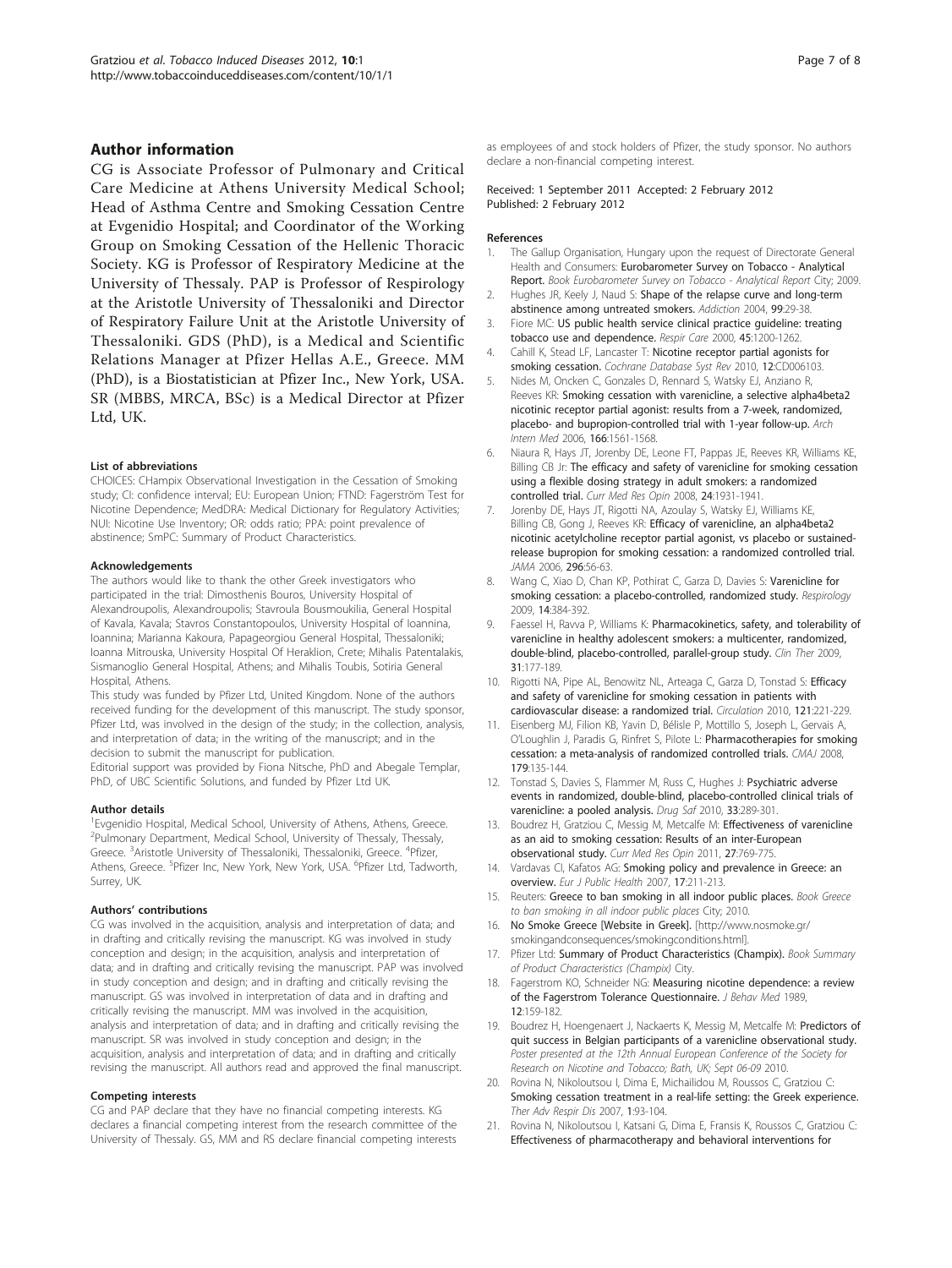## Author information

CG is Associate Professor of Pulmonary and Critical Care Medicine at Athens University Medical School; Head of Asthma Centre and Smoking Cessation Centre at Evgenidio Hospital; and Coordinator of the Working Group on Smoking Cessation of the Hellenic Thoracic Society. KG is Professor of Respiratory Medicine at the University of Thessaly. PAP is Professor of Respirology at the Aristotle University of Thessaloniki and Director of Respiratory Failure Unit at the Aristotle University of Thessaloniki. GDS (PhD), is a Medical and Scientific Relations Manager at Pfizer Hellas A.E., Greece. MM (PhD), is a Biostatistician at Pfizer Inc., New York, USA. SR (MBBS, MRCA, BSc) is a Medical Director at Pfizer Ltd, UK.

#### List of abbreviations

CHOICES: CHampix Observational Investigation in the Cessation of Smoking study; CI: confidence interval; EU: European Union; FTND: Fagerström Test for Nicotine Dependence; MedDRA: Medical Dictionary for Regulatory Activities; NUI: Nicotine Use Inventory; OR: odds ratio; PPA: point prevalence of abstinence; SmPC: Summary of Product Characteristics.

#### Acknowledgements

The authors would like to thank the other Greek investigators who participated in the trial: Dimosthenis Bouros, University Hospital of Alexandroupolis, Alexandroupolis; Stavroula Bousmoukilia, General Hospital of Kavala, Kavala; Stavros Constantopoulos, University Hospital of Ioannina, Ioannina; Marianna Kakoura, Papageorgiou General Hospital, Thessaloniki; Ioanna Mitrouska, University Hospital Of Heraklion, Crete; Mihalis Patentalakis, Sismanoglio General Hospital, Athens; and Mihalis Toubis, Sotiria General Hospital, Athens.

This study was funded by Pfizer Ltd, United Kingdom. None of the authors received funding for the development of this manuscript. The study sponsor, Pfizer Ltd, was involved in the design of the study; in the collection, analysis, and interpretation of data; in the writing of the manuscript; and in the decision to submit the manuscript for publication.

Editorial support was provided by Fiona Nitsche, PhD and Abegale Templar, PhD, of UBC Scientific Solutions, and funded by Pfizer Ltd UK.

#### Author details

[1]Evgenidio Hospital, Medical School, University of Athens, Athens, Greece. [2]Pulmonary Department, Medical School, University of Thessaly, Thessaly, Greece. [3]Aristotle University of Thessaloniki, Thessaloniki, Greece. [4]Pfizer, Athens, Greece. [5]Pfizer Inc, New York, New York, USA. [6]Pfizer Ltd, Tadworth, Surrey, UK.

#### Authors' contributions

CG was involved in the acquisition, analysis and interpretation of data; and in drafting and critically revising the manuscript. KG was involved in study conception and design; in the acquisition, analysis and interpretation of data; and in drafting and critically revising the manuscript. PAP was involved in study conception and design; and in drafting and critically revising the manuscript. GS was involved in interpretation of data and in drafting and critically revising the manuscript. MM was involved in the acquisition, analysis and interpretation of data; and in drafting and critically revising the manuscript. SR was involved in study conception and design; in the acquisition, analysis and interpretation of data; and in drafting and critically revising the manuscript. All authors read and approved the final manuscript.

#### Competing interests

CG and PAP declare that they have no financial competing interests. KG declares a financial competing interest from the research committee of the University of Thessaly. GS, MM and RS declare financial competing interests as employees of and stock holders of Pfizer, the study sponsor. No authors declare a non-financial competing interest.

Received: 1 September 2011 Accepted: 2 February 2012
Published: 2 February 2012

#### References

1. The Gallup Organisation, Hungary upon the request of Directorate General Health and Consumers: **Eurobarometer Survey on Tobacco - Analytical Report.** *Book Eurobarometer Survey on Tobacco - Analytical Report* City; 2009.
2. Hughes JR, Keely J, Naud S: **Shape of the relapse curve and long-term abstinence among untreated smokers.** *Addiction* 2004, **99**:29-38.
3. Fiore MC: **US public health service clinical practice guideline: treating tobacco use and dependence.** *Respir Care* 2000, **45**:1200-1262.
4. Cahill K, Stead LF, Lancaster T: **Nicotine receptor partial agonists for smoking cessation.** *Cochrane Database Syst Rev* 2010, **12**:CD006103.
5. Nides M, Oncken C, Gonzales D, Rennard S, Watsky EJ, Anziano R, Reeves KR: **Smoking cessation with varenicline, a selective alpha4beta2 nicotinic receptor partial agonist: results from a 7-week, randomized, placebo- and bupropion-controlled trial with 1-year follow-up.** *Arch Intern Med* 2006, **166**:1561-1568.
6. Niaura R, Hays JT, Jorenby DE, Leone FT, Pappas JE, Reeves KR, Williams KE, Billing CB Jr: **The efficacy and safety of varenicline for smoking cessation using a flexible dosing strategy in adult smokers: a randomized controlled trial.** *Curr Med Res Opin* 2008, **24**:1931-1941.
7. Jorenby DE, Hays JT, Rigotti NA, Azoulay S, Watsky EJ, Williams KE, Billing CB, Gong J, Reeves KR: **Efficacy of varenicline, an alpha4beta2 nicotinic acetylcholine receptor partial agonist, vs placebo or sustained-release bupropion for smoking cessation: a randomized controlled trial.** *JAMA* 2006, **296**:56-63.
8. Wang C, Xiao D, Chan KP, Pothirat C, Garza D, Davies S: **Varenicline for smoking cessation: a placebo-controlled, randomized study.** *Respirology* 2009, **14**:384-392.
9. Faessel H, Ravva P, Williams K: **Pharmacokinetics, safety, and tolerability of varenicline in healthy adolescent smokers: a multicenter, randomized, double-blind, placebo-controlled, parallel-group study.** *Clin Ther* 2009, **31**:177-189.
10. Rigotti NA, Pipe AL, Benowitz NL, Arteaga C, Garza D, Tonstad S: **Efficacy and safety of varenicline for smoking cessation in patients with cardiovascular disease: a randomized trial.** *Circulation* 2010, **121**:221-229.
11. Eisenberg MJ, Filion KB, Yavin D, Bélisle P, Mottillo S, Joseph L, Gervais A, O'Loughlin J, Paradis G, Rinfret S, Pilote L: **Pharmacotherapies for smoking cessation: a meta-analysis of randomized controlled trials.** *CMAJ* 2008, **179**:135-144.
12. Tonstad S, Davies S, Flammer M, Russ C, Hughes J: **Psychiatric adverse events in randomized, double-blind, placebo-controlled clinical trials of varenicline: a pooled analysis.** *Drug Saf* 2010, **33**:289-301.
13. Boudrez H, Gratziou C, Messig M, Metcalfe M: **Effectiveness of varenicline as an aid to smoking cessation: Results of an inter-European observational study.** *Curr Med Res Opin* 2011, **27**:769-775.
14. Vardavas CI, Kafatos AG: **Smoking policy and prevalence in Greece: an overview.** *Eur J Public Health* 2007, **17**:211-213.
15. Reuters: **Greece to ban smoking in all indoor public places.** *Book Greece to ban smoking in all indoor public places* City; 2010.
16. **No Smoke Greece [Website in Greek].** [http://www.nosmoke.gr/smokingandconsequences/smokingconditions.html].
17. Pfizer Ltd: **Summary of Product Characteristics (Champix).** *Book Summary of Product Characteristics (Champix)* City.
18. Fagerstrom KO, Schneider NG: **Measuring nicotine dependence: a review of the Fagerstrom Tolerance Questionnaire.** *J Behav Med* 1989, **12**:159-182.
19. Boudrez H, Hoengenaert J, Nackaerts K, Messig M, Metcalfe M: **Predictors of quit success in Belgian participants of a varenicline observational study.** *Poster presented at the 12th Annual European Conference of the Society for Research on Nicotine and Tobacco; Bath, UK; Sept 06-09* 2010.
20. Rovina N, Nikoloutsou I, Dima E, Michailidou M, Roussos C, Gratziou C: **Smoking cessation treatment in a real-life setting: the Greek experience.** *Ther Adv Respir Dis* 2007, **1**:93-104.
21. Rovina N, Nikoloutsou I, Katsani G, Dima E, Fransis K, Roussos C, Gratziou C: **Effectiveness of pharmacotherapy and behavioral interventions for**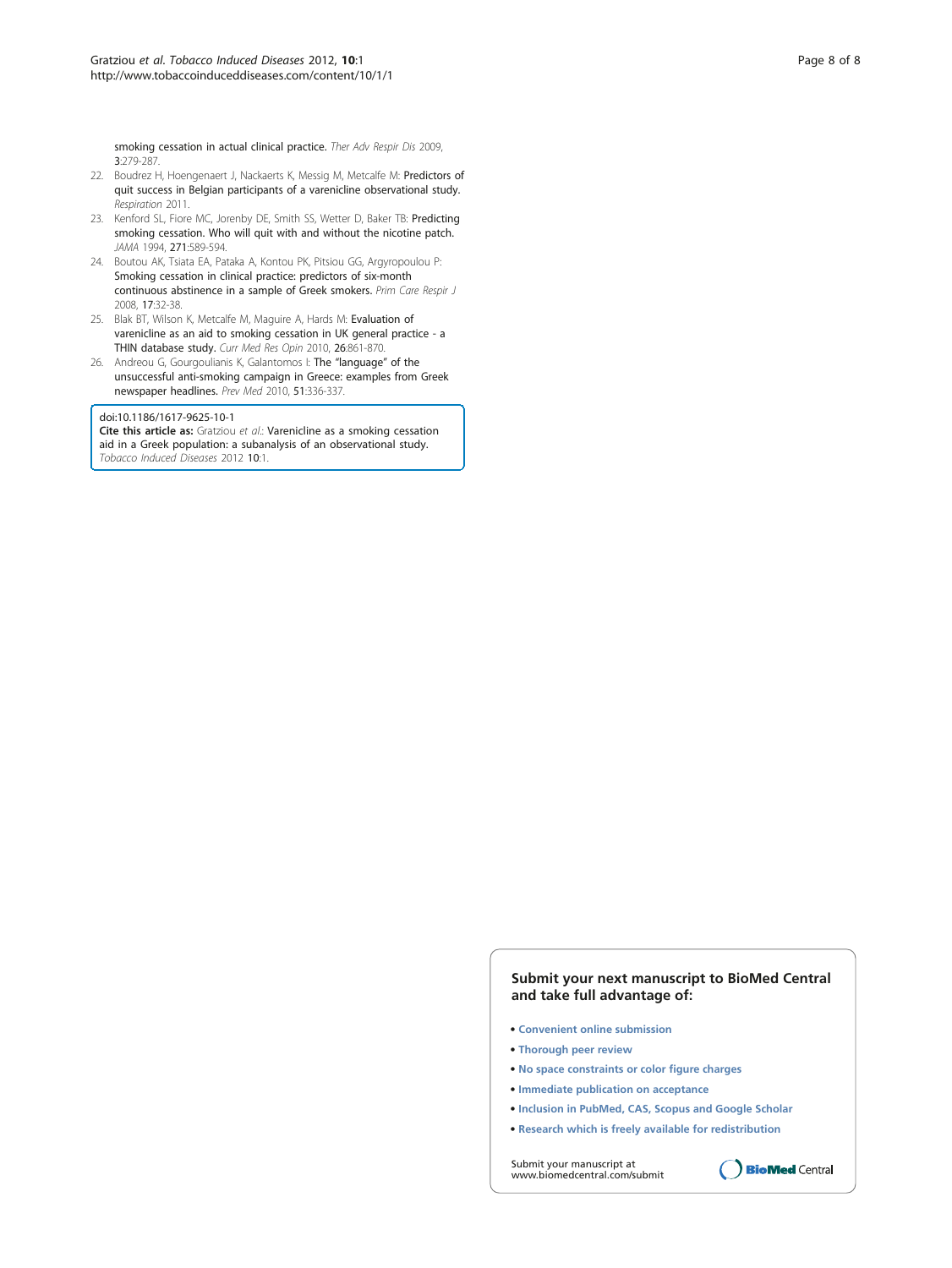smoking cessation in actual clinical practice. *Ther Adv Respir Dis* 2009, **3**:279-287.

22. Boudrez H, Hoengenaert J, Nackaerts K, Messig M, Metcalfe M: **Predictors of quit success in Belgian participants of a varenicline observational study.** *Respiration* 2011.
23. Kenford SL, Fiore MC, Jorenby DE, Smith SS, Wetter D, Baker TB: **Predicting smoking cessation. Who will quit with and without the nicotine patch.** *JAMA* 1994, **271**:589-594.
24. Boutou AK, Tsiata EA, Pataka A, Kontou PK, Pitsiou GG, Argyropoulou P: **Smoking cessation in clinical practice: predictors of six-month continuous abstinence in a sample of Greek smokers.** *Prim Care Respir J* 2008, **17**:32-38.
25. Blak BT, Wilson K, Metcalfe M, Maguire A, Hards M: **Evaluation of varenicline as an aid to smoking cessation in UK general practice - a THIN database study.** *Curr Med Res Opin* 2010, **26**:861-870.
26. Andreou G, Gourgoulianis K, Galantomos I: **The "language" of the unsuccessful anti-smoking campaign in Greece: examples from Greek newspaper headlines.** *Prev Med* 2010, **51**:336-337.

doi:10.1186/1617-9625-10-1
**Cite this article as:** Gratziou *et al.*: **Varenicline as a smoking cessation aid in a Greek population: a subanalysis of an observational study.** *Tobacco Induced Diseases* 2012 **10**:1.

**Submit your next manuscript to BioMed Central and take full advantage of:**

- **Convenient online submission**
- **Thorough peer review**
- **No space constraints or color figure charges**
- **Immediate publication on acceptance**
- **Inclusion in PubMed, CAS, Scopus and Google Scholar**
- **Research which is freely available for redistribution**

Submit your manuscript at
www.biomedcentral.com/submit

BioMed Central